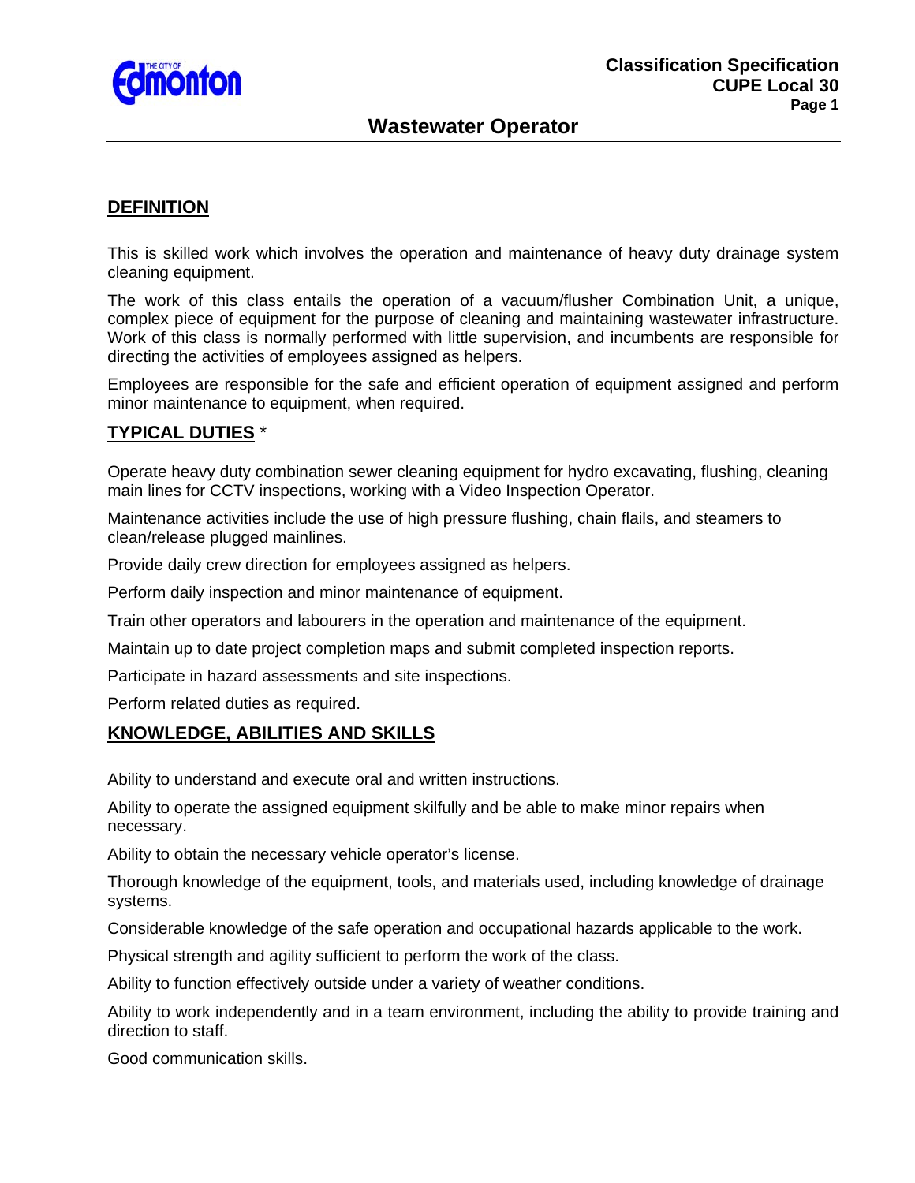# Wastewater Operator

## DEFINITION

This is skilled work which involves the operation and maintenance of heavy duty drainage system cleaning equipment.

The work of this class entails the operation of a vacuum/flusher Combination Unit, a unique, complex piece of equipment for the purpose of cleaning and maintaining wastewater infrastructure. Work of this class is normally performed with little supervision, and incumbents are responsible for directing the activities of employees assigned as helpers.

Employees are responsible for the safe and efficient operation of equipment assigned and perform minor maintenance to equipment, when required.

## TYPICAL DUTIES *

Operate heavy duty combination sewer cleaning equipment for hydro excavating, flushing, cleaning main lines for CCTV inspections, working with a Video Inspection Operator.

Maintenance activities include the use of high pressure flushing, chain flails, and steamers to clean/release plugged mainlines.

Provide daily crew direction for employees assigned as helpers.

Perform daily inspection and minor maintenance of equipment.

Train other operators and labourers in the operation and maintenance of the equipment.

Maintain up to date project completion maps and submit completed inspection reports.

Participate in hazard assessments and site inspections.

Perform related duties as required.

## KNOWLEDGE, ABILITIES AND SKILLS

Ability to understand and execute oral and written instructions.

Ability to operate the assigned equipment skilfully and be able to make minor repairs when necessary.

Ability to obtain the necessary vehicle operator's license.

Thorough knowledge of the equipment, tools, and materials used, including knowledge of drainage systems.

Considerable knowledge of the safe operation and occupational hazards applicable to the work.

Physical strength and agility sufficient to perform the work of the class.

Ability to function effectively outside under a variety of weather conditions.

Ability to work independently and in a team environment, including the ability to provide training and direction to staff.

Good communication skills.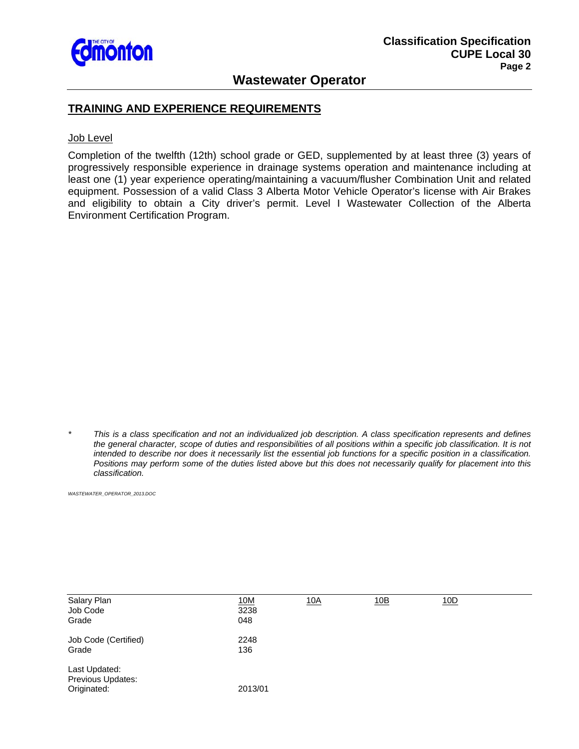## TRAINING AND EXPERIENCE REQUIREMENTS

Job Level

Completion of the twelfth (12th) school grade or GED, supplemented by at least three (3) years of progressively responsible experience in drainage systems operation and maintenance including at least one (1) year experience operating/maintaining a vacuum/flusher Combination Unit and related equipment. Possession of a valid Class 3 Alberta Motor Vehicle Operator's license with Air Brakes and eligibility to obtain a City driver's permit. Level I Wastewater Collection of the Alberta Environment Certification Program.

\* *This is a class specification and not an individualized job description. A class specification represents and defines the general character, scope of duties and responsibilities of all positions within a specific job classification. It is not intended to describe nor does it necessarily list the essential job functions for a specific position in a classification. Positions may perform some of the duties listed above but this does not necessarily qualify for placement into this classification.*

*WASTEWATER_OPERATOR_2013.DOC*

| | | | | |
|---|---|---|---|---|
| Salary Plan | 10M | 10A | 10B | 10D |
| Job Code | 3238 | | | |
| Grade | 048 | | | |
| Job Code (Certified) | 2248 | | | |
| Grade | 136 | | | |
| Last Updated: | | | | |
| Previous Updates: | | | | |
| Originated: | 2013/01 | | | |